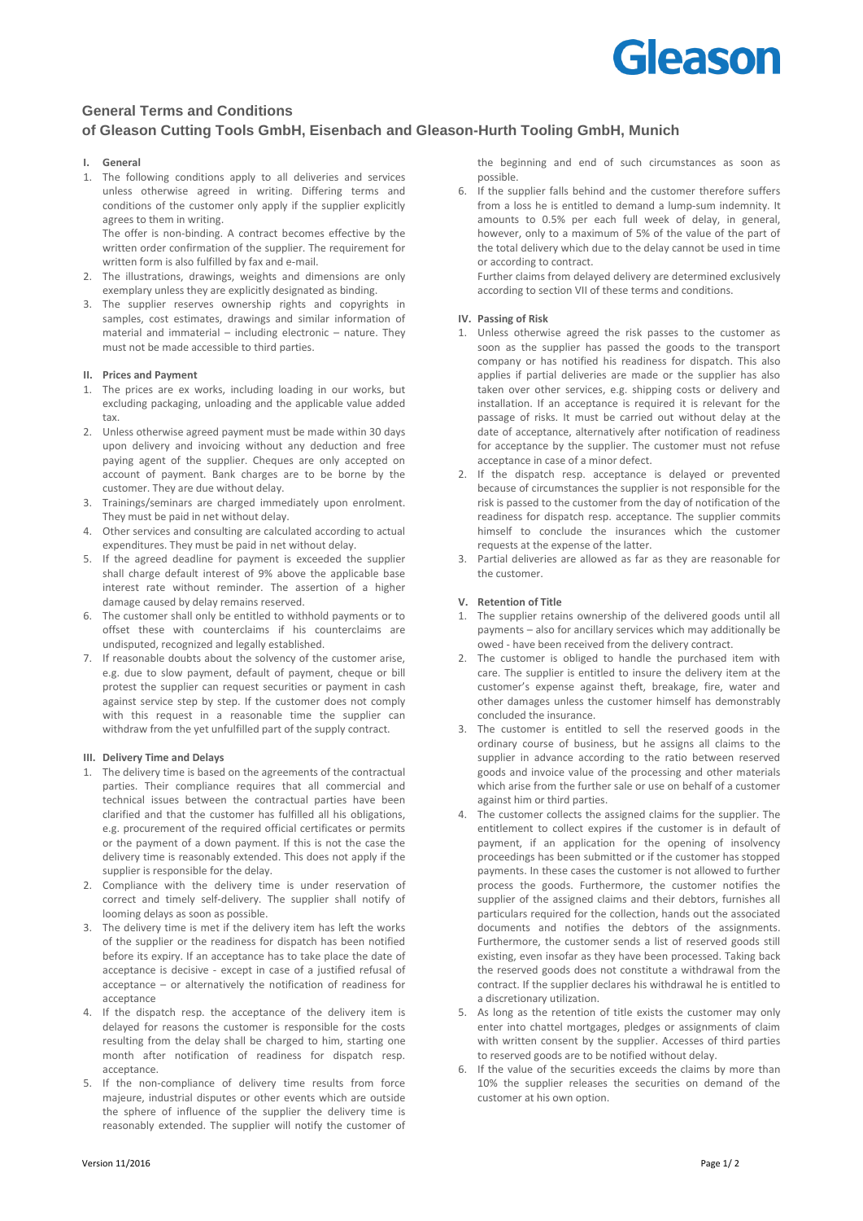# General Terms and Conditions
# of Gleason Cutting Tools GmbH, Eisenbach and Gleason-Hurth Tooling GmbH, Munich

## I. General

1. The following conditions apply to all deliveries and services unless otherwise agreed in writing. Differing terms and conditions of the customer only apply if the supplier explicitly agrees to them in writing.
   The offer is non-binding. A contract becomes effective by the written order confirmation of the supplier. The requirement for written form is also fulfilled by fax and e-mail.
2. The illustrations, drawings, weights and dimensions are only exemplary unless they are explicitly designated as binding.
3. The supplier reserves ownership rights and copyrights in samples, cost estimates, drawings and similar information of material and immaterial – including electronic – nature. They must not be made accessible to third parties.

## II. Prices and Payment

1. The prices are ex works, including loading in our works, but excluding packaging, unloading and the applicable value added tax.
2. Unless otherwise agreed payment must be made within 30 days upon delivery and invoicing without any deduction and free paying agent of the supplier. Cheques are only accepted on account of payment. Bank charges are to be borne by the customer. They are due without delay.
3. Trainings/seminars are charged immediately upon enrolment. They must be paid in net without delay.
4. Other services and consulting are calculated according to actual expenditures. They must be paid in net without delay.
5. If the agreed deadline for payment is exceeded the supplier shall charge default interest of 9% above the applicable base interest rate without reminder. The assertion of a higher damage caused by delay remains reserved.
6. The customer shall only be entitled to withhold payments or to offset these with counterclaims if his counterclaims are undisputed, recognized and legally established.
7. If reasonable doubts about the solvency of the customer arise, e.g. due to slow payment, default of payment, cheque or bill protest the supplier can request securities or payment in cash against service step by step. If the customer does not comply with this request in a reasonable time the supplier can withdraw from the yet unfulfilled part of the supply contract.

## III. Delivery Time and Delays

1. The delivery time is based on the agreements of the contractual parties. Their compliance requires that all commercial and technical issues between the contractual parties have been clarified and that the customer has fulfilled all his obligations, e.g. procurement of the required official certificates or permits or the payment of a down payment. If this is not the case the delivery time is reasonably extended. This does not apply if the supplier is responsible for the delay.
2. Compliance with the delivery time is under reservation of correct and timely self-delivery. The supplier shall notify of looming delays as soon as possible.
3. The delivery time is met if the delivery item has left the works of the supplier or the readiness for dispatch has been notified before its expiry. If an acceptance has to take place the date of acceptance is decisive - except in case of a justified refusal of acceptance – or alternatively the notification of readiness for acceptance
4. If the dispatch resp. the acceptance of the delivery item is delayed for reasons the customer is responsible for the costs resulting from the delay shall be charged to him, starting one month after notification of readiness for dispatch resp. acceptance.
5. If the non-compliance of delivery time results from force majeure, industrial disputes or other events which are outside the sphere of influence of the supplier the delivery time is reasonably extended. The supplier will notify the customer of the beginning and end of such circumstances as soon as possible.
6. If the supplier falls behind and the customer therefore suffers from a loss he is entitled to demand a lump-sum indemnity. It amounts to 0.5% per each full week of delay, in general, however, only to a maximum of 5% of the value of the part of the total delivery which due to the delay cannot be used in time or according to contract.
   Further claims from delayed delivery are determined exclusively according to section VII of these terms and conditions.

## IV. Passing of Risk

1. Unless otherwise agreed the risk passes to the customer as soon as the supplier has passed the goods to the transport company or has notified his readiness for dispatch. This also applies if partial deliveries are made or the supplier has also taken over other services, e.g. shipping costs or delivery and installation. If an acceptance is required it is relevant for the passage of risks. It must be carried out without delay at the date of acceptance, alternatively after notification of readiness for acceptance by the supplier. The customer must not refuse acceptance in case of a minor defect.
2. If the dispatch resp. acceptance is delayed or prevented because of circumstances the supplier is not responsible for the risk is passed to the customer from the day of notification of the readiness for dispatch resp. acceptance. The supplier commits himself to conclude the insurances which the customer requests at the expense of the latter.
3. Partial deliveries are allowed as far as they are reasonable for the customer.

## V. Retention of Title

1. The supplier retains ownership of the delivered goods until all payments – also for ancillary services which may additionally be owed - have been received from the delivery contract.
2. The customer is obliged to handle the purchased item with care. The supplier is entitled to insure the delivery item at the customer's expense against theft, breakage, fire, water and other damages unless the customer himself has demonstrably concluded the insurance.
3. The customer is entitled to sell the reserved goods in the ordinary course of business, but he assigns all claims to the supplier in advance according to the ratio between reserved goods and invoice value of the processing and other materials which arise from the further sale or use on behalf of a customer against him or third parties.
4. The customer collects the assigned claims for the supplier. The entitlement to collect expires if the customer is in default of payment, if an application for the opening of insolvency proceedings has been submitted or if the customer has stopped payments. In these cases the customer is not allowed to further process the goods. Furthermore, the customer notifies the supplier of the assigned claims and their debtors, furnishes all particulars required for the collection, hands out the associated documents and notifies the debtors of the assignments. Furthermore, the customer sends a list of reserved goods still existing, even insofar as they have been processed. Taking back the reserved goods does not constitute a withdrawal from the contract. If the supplier declares his withdrawal he is entitled to a discretionary utilization.
5. As long as the retention of title exists the customer may only enter into chattel mortgages, pledges or assignments of claim with written consent by the supplier. Accesses of third parties to reserved goods are to be notified without delay.
6. If the value of the securities exceeds the claims by more than 10% the supplier releases the securities on demand of the customer at his own option.

Version 11/2016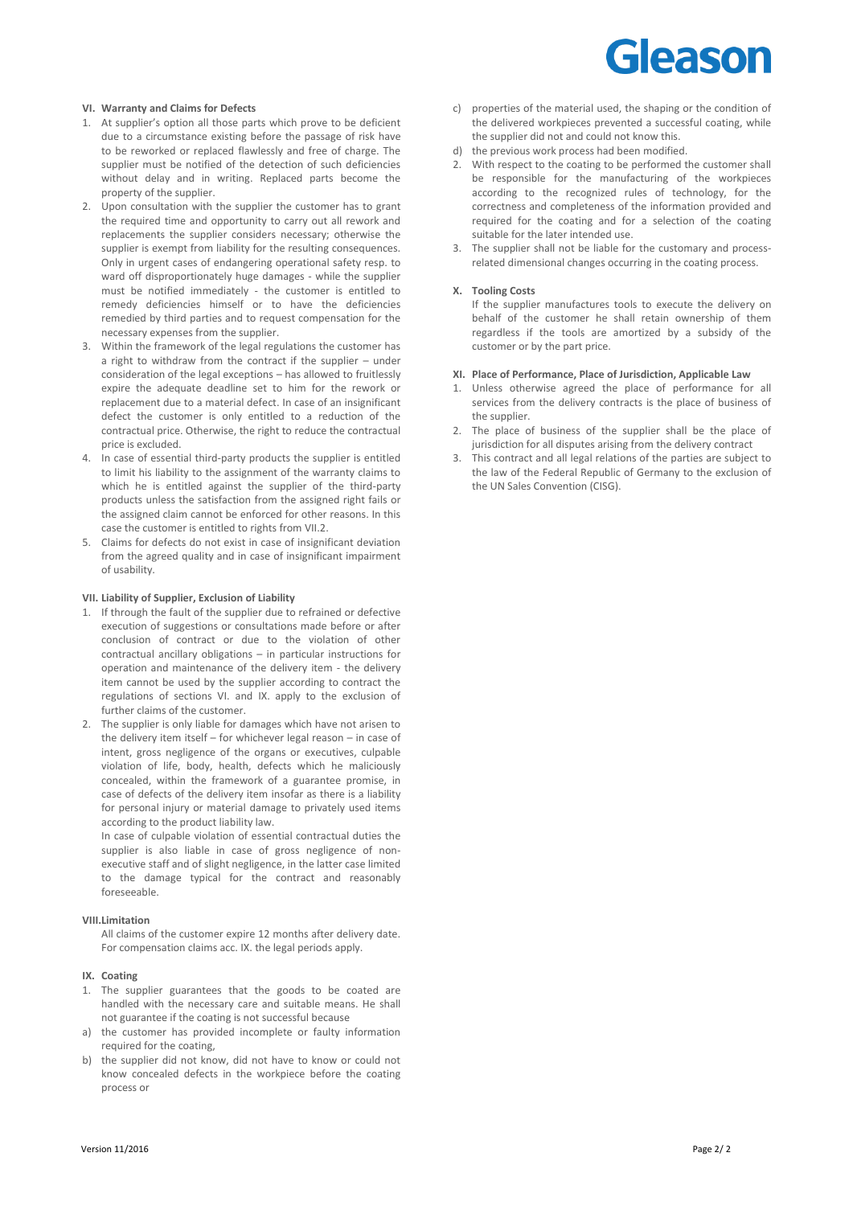## VI. Warranty and Claims for Defects

1. At supplier's option all those parts which prove to be deficient due to a circumstance existing before the passage of risk have to be reworked or replaced flawlessly and free of charge. The supplier must be notified of the detection of such deficiencies without delay and in writing. Replaced parts become the property of the supplier.
2. Upon consultation with the supplier the customer has to grant the required time and opportunity to carry out all rework and replacements the supplier considers necessary; otherwise the supplier is exempt from liability for the resulting consequences. Only in urgent cases of endangering operational safety resp. to ward off disproportionately huge damages - while the supplier must be notified immediately - the customer is entitled to remedy deficiencies himself or to have the deficiencies remedied by third parties and to request compensation for the necessary expenses from the supplier.
3. Within the framework of the legal regulations the customer has a right to withdraw from the contract if the supplier – under consideration of the legal exceptions – has allowed to fruitlessly expire the adequate deadline set to him for the rework or replacement due to a material defect. In case of an insignificant defect the customer is only entitled to a reduction of the contractual price. Otherwise, the right to reduce the contractual price is excluded.
4. In case of essential third-party products the supplier is entitled to limit his liability to the assignment of the warranty claims to which he is entitled against the supplier of the third-party products unless the satisfaction from the assigned right fails or the assigned claim cannot be enforced for other reasons. In this case the customer is entitled to rights from VII.2.
5. Claims for defects do not exist in case of insignificant deviation from the agreed quality and in case of insignificant impairment of usability.

## VII. Liability of Supplier, Exclusion of Liability

1. If through the fault of the supplier due to refrained or defective execution of suggestions or consultations made before or after conclusion of contract or due to the violation of other contractual ancillary obligations – in particular instructions for operation and maintenance of the delivery item - the delivery item cannot be used by the supplier according to contract the regulations of sections VI. and IX. apply to the exclusion of further claims of the customer.
2. The supplier is only liable for damages which have not arisen to the delivery item itself – for whichever legal reason – in case of intent, gross negligence of the organs or executives, culpable violation of life, body, health, defects which he maliciously concealed, within the framework of a guarantee promise, in case of defects of the delivery item insofar as there is a liability for personal injury or material damage to privately used items according to the product liability law.

   In case of culpable violation of essential contractual duties the supplier is also liable in case of gross negligence of non-executive staff and of slight negligence, in the latter case limited to the damage typical for the contract and reasonably foreseeable.

## VIII. Limitation

All claims of the customer expire 12 months after delivery date. For compensation claims acc. IX. the legal periods apply.

## IX. Coating

1. The supplier guarantees that the goods to be coated are handled with the necessary care and suitable means. He shall not guarantee if the coating is not successful because

   a) the customer has provided incomplete or faulty information required for the coating,

   b) the supplier did not know, did not have to know or could not know concealed defects in the workpiece before the coating process or

   c) properties of the material used, the shaping or the condition of the delivered workpieces prevented a successful coating, while the supplier did not and could not know this.

   d) the previous work process had been modified.
2. With respect to the coating to be performed the customer shall be responsible for the manufacturing of the workpieces according to the recognized rules of technology, for the correctness and completeness of the information provided and required for the coating and for a selection of the coating suitable for the later intended use.
3. The supplier shall not be liable for the customary and process-related dimensional changes occurring in the coating process.

## X. Tooling Costs

If the supplier manufactures tools to execute the delivery on behalf of the customer he shall retain ownership of them regardless if the tools are amortized by a subsidy of the customer or by the part price.

## XI. Place of Performance, Place of Jurisdiction, Applicable Law

1. Unless otherwise agreed the place of performance for all services from the delivery contracts is the place of business of the supplier.
2. The place of business of the supplier shall be the place of jurisdiction for all disputes arising from the delivery contract
3. This contract and all legal relations of the parties are subject to the law of the Federal Republic of Germany to the exclusion of the UN Sales Convention (CISG).

Version 11/2016